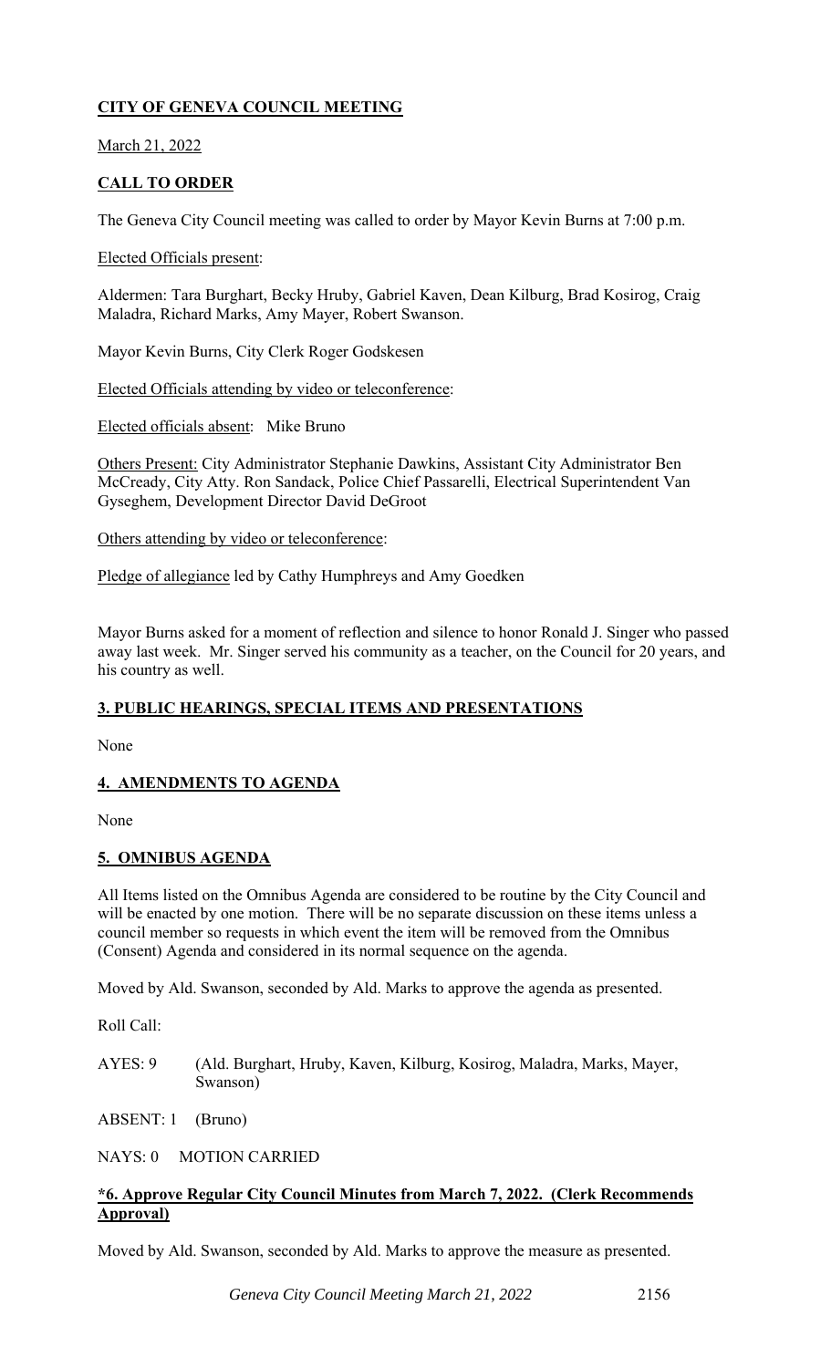# CITY OF GENEVA COUNCIL MEETING

March 21, 2022

## CALL TO ORDER

The Geneva City Council meeting was called to order by Mayor Kevin Burns at 7:00 p.m.

Elected Officials present:

Aldermen: Tara Burghart, Becky Hruby, Gabriel Kaven, Dean Kilburg, Brad Kosirog, Craig Maladra, Richard Marks, Amy Mayer, Robert Swanson.

Mayor Kevin Burns, City Clerk Roger Godskesen

Elected Officials attending by video or teleconference:

Elected officials absent: Mike Bruno

Others Present: City Administrator Stephanie Dawkins, Assistant City Administrator Ben McCready, City Atty. Ron Sandack, Police Chief Passarelli, Electrical Superintendent Van Gyseghem, Development Director David DeGroot

Others attending by video or teleconference:

Pledge of allegiance led by Cathy Humphreys and Amy Goedken

Mayor Burns asked for a moment of reflection and silence to honor Ronald J. Singer who passed away last week. Mr. Singer served his community as a teacher, on the Council for 20 years, and his country as well.

## 3. PUBLIC HEARINGS, SPECIAL ITEMS AND PRESENTATIONS

None

## 4. AMENDMENTS TO AGENDA

None

## 5. OMNIBUS AGENDA

All Items listed on the Omnibus Agenda are considered to be routine by the City Council and will be enacted by one motion. There will be no separate discussion on these items unless a council member so requests in which event the item will be removed from the Omnibus (Consent) Agenda and considered in its normal sequence on the agenda.

Moved by Ald. Swanson, seconded by Ald. Marks to approve the agenda as presented.

Roll Call:

AYES: 9 (Ald. Burghart, Hruby, Kaven, Kilburg, Kosirog, Maladra, Marks, Mayer, Swanson)

ABSENT: 1 (Bruno)

NAYS: 0 MOTION CARRIED

## *6. Approve Regular City Council Minutes from March 7, 2022. (Clerk Recommends Approval)

Moved by Ald. Swanson, seconded by Ald. Marks to approve the measure as presented.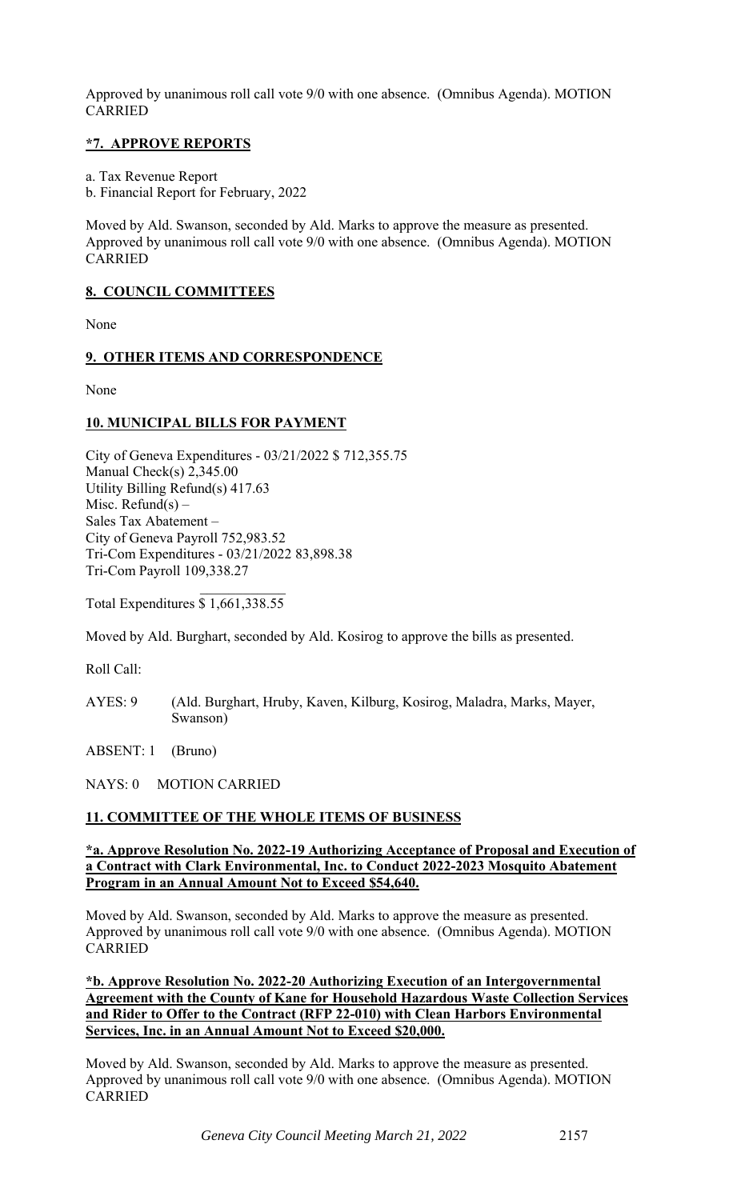Approved by unanimous roll call vote 9/0 with one absence. (Omnibus Agenda). MOTION CARRIED

**\*7. APPROVE REPORTS**

a. Tax Revenue Report
b. Financial Report for February, 2022

Moved by Ald. Swanson, seconded by Ald. Marks to approve the measure as presented. Approved by unanimous roll call vote 9/0 with one absence. (Omnibus Agenda). MOTION CARRIED

**8. COUNCIL COMMITTEES**

None

**9. OTHER ITEMS AND CORRESPONDENCE**

None

**10. MUNICIPAL BILLS FOR PAYMENT**

City of Geneva Expenditures - 03/21/2022 $ 712,355.75
Manual Check(s) 2,345.00
Utility Billing Refund(s) 417.63
Misc. Refund(s) –
Sales Tax Abatement –
City of Geneva Payroll 752,983.52
Tri-Com Expenditures - 03/21/2022 83,898.38
Tri-Com Payroll 109,338.27

Total Expenditures $ 1,661,338.55

Moved by Ald. Burghart, seconded by Ald. Kosirog to approve the bills as presented.

Roll Call:

AYES: 9 (Ald. Burghart, Hruby, Kaven, Kilburg, Kosirog, Maladra, Marks, Mayer, Swanson)

ABSENT: 1 (Bruno)

NAYS: 0 MOTION CARRIED

**11. COMMITTEE OF THE WHOLE ITEMS OF BUSINESS**

**\*a. Approve Resolution No. 2022-19 Authorizing Acceptance of Proposal and Execution of a Contract with Clark Environmental, Inc. to Conduct 2022-2023 Mosquito Abatement Program in an Annual Amount Not to Exceed $54,640.**

Moved by Ald. Swanson, seconded by Ald. Marks to approve the measure as presented. Approved by unanimous roll call vote 9/0 with one absence. (Omnibus Agenda). MOTION CARRIED

**\*b. Approve Resolution No. 2022-20 Authorizing Execution of an Intergovernmental Agreement with the County of Kane for Household Hazardous Waste Collection Services and Rider to Offer to the Contract (RFP 22-010) with Clean Harbors Environmental Services, Inc. in an Annual Amount Not to Exceed $20,000.**

Moved by Ald. Swanson, seconded by Ald. Marks to approve the measure as presented. Approved by unanimous roll call vote 9/0 with one absence. (Omnibus Agenda). MOTION CARRIED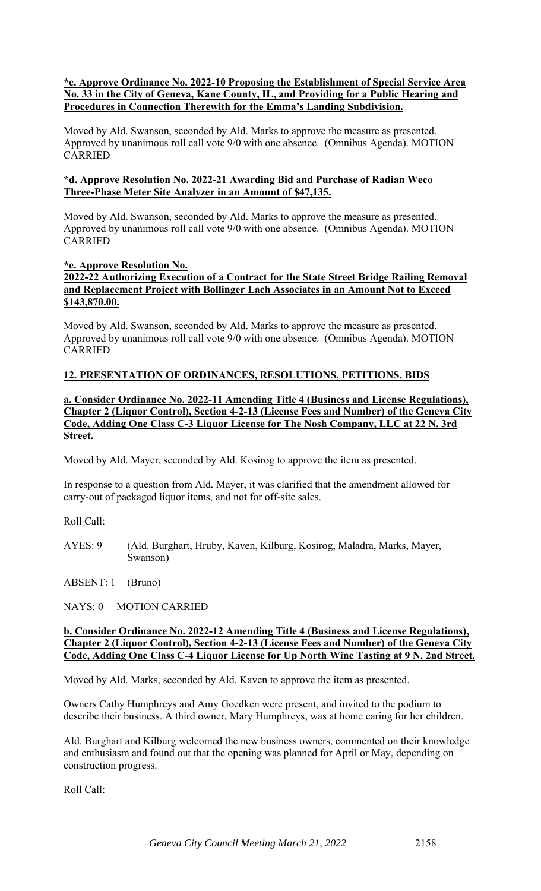**\*c. Approve Ordinance No. 2022-10 Proposing the Establishment of Special Service Area No. 33 in the City of Geneva, Kane County, IL, and Providing for a Public Hearing and Procedures in Connection Therewith for the Emma's Landing Subdivision.**

Moved by Ald. Swanson, seconded by Ald. Marks to approve the measure as presented. Approved by unanimous roll call vote 9/0 with one absence. (Omnibus Agenda). MOTION CARRIED

**\*d. Approve Resolution No. 2022-21 Awarding Bid and Purchase of Radian Weco Three-Phase Meter Site Analyzer in an Amount of $47,135.**

Moved by Ald. Swanson, seconded by Ald. Marks to approve the measure as presented. Approved by unanimous roll call vote 9/0 with one absence. (Omnibus Agenda). MOTION CARRIED

**\*e. Approve Resolution No. 2022-22 Authorizing Execution of a Contract for the State Street Bridge Railing Removal and Replacement Project with Bollinger Lach Associates in an Amount Not to Exceed $143,870.00.**

Moved by Ald. Swanson, seconded by Ald. Marks to approve the measure as presented. Approved by unanimous roll call vote 9/0 with one absence. (Omnibus Agenda). MOTION CARRIED

## 12. PRESENTATION OF ORDINANCES, RESOLUTIONS, PETITIONS, BIDS

**a. Consider Ordinance No. 2022-11 Amending Title 4 (Business and License Regulations), Chapter 2 (Liquor Control), Section 4-2-13 (License Fees and Number) of the Geneva City Code, Adding One Class C-3 Liquor License for The Nosh Company, LLC at 22 N. 3rd Street.**

Moved by Ald. Mayer, seconded by Ald. Kosirog to approve the item as presented.

In response to a question from Ald. Mayer, it was clarified that the amendment allowed for carry-out of packaged liquor items, and not for off-site sales.

Roll Call:

AYES: 9 (Ald. Burghart, Hruby, Kaven, Kilburg, Kosirog, Maladra, Marks, Mayer, Swanson)

ABSENT: 1 (Bruno)

NAYS: 0 MOTION CARRIED

**b. Consider Ordinance No. 2022-12 Amending Title 4 (Business and License Regulations), Chapter 2 (Liquor Control), Section 4-2-13 (License Fees and Number) of the Geneva City Code, Adding One Class C-4 Liquor License for Up North Wine Tasting at 9 N. 2nd Street.**

Moved by Ald. Marks, seconded by Ald. Kaven to approve the item as presented.

Owners Cathy Humphreys and Amy Goedken were present, and invited to the podium to describe their business. A third owner, Mary Humphreys, was at home caring for her children.

Ald. Burghart and Kilburg welcomed the new business owners, commented on their knowledge and enthusiasm and found out that the opening was planned for April or May, depending on construction progress.

Roll Call: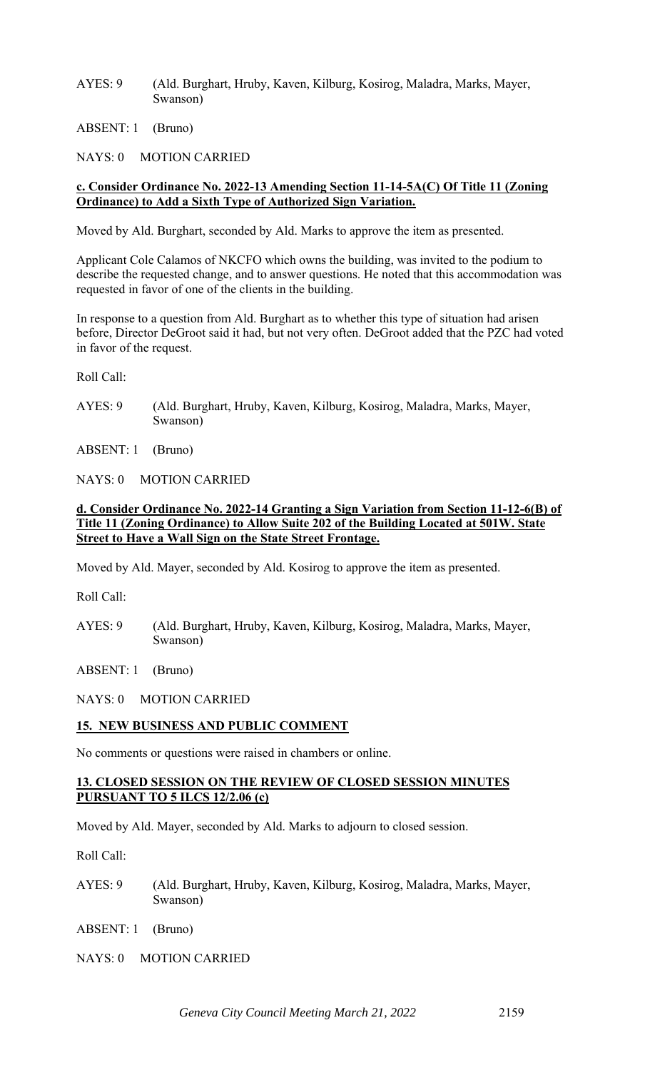AYES: 9 (Ald. Burghart, Hruby, Kaven, Kilburg, Kosirog, Maladra, Marks, Mayer, Swanson)

ABSENT: 1 (Bruno)

NAYS: 0 MOTION CARRIED

**c. Consider Ordinance No. 2022-13 Amending Section 11-14-5A(C) Of Title 11 (Zoning Ordinance) to Add a Sixth Type of Authorized Sign Variation.**

Moved by Ald. Burghart, seconded by Ald. Marks to approve the item as presented.

Applicant Cole Calamos of NKCFO which owns the building, was invited to the podium to describe the requested change, and to answer questions. He noted that this accommodation was requested in favor of one of the clients in the building.

In response to a question from Ald. Burghart as to whether this type of situation had arisen before, Director DeGroot said it had, but not very often. DeGroot added that the PZC had voted in favor of the request.

Roll Call:

AYES: 9 (Ald. Burghart, Hruby, Kaven, Kilburg, Kosirog, Maladra, Marks, Mayer, Swanson)

ABSENT: 1 (Bruno)

NAYS: 0 MOTION CARRIED

**d. Consider Ordinance No. 2022-14 Granting a Sign Variation from Section 11-12-6(B) of Title 11 (Zoning Ordinance) to Allow Suite 202 of the Building Located at 501W. State Street to Have a Wall Sign on the State Street Frontage.**

Moved by Ald. Mayer, seconded by Ald. Kosirog to approve the item as presented.

Roll Call:

AYES: 9 (Ald. Burghart, Hruby, Kaven, Kilburg, Kosirog, Maladra, Marks, Mayer, Swanson)

ABSENT: 1 (Bruno)

NAYS: 0 MOTION CARRIED

**15. NEW BUSINESS AND PUBLIC COMMENT**

No comments or questions were raised in chambers or online.

**13. CLOSED SESSION ON THE REVIEW OF CLOSED SESSION MINUTES PURSUANT TO 5 ILCS 12/2.06 (c)**

Moved by Ald. Mayer, seconded by Ald. Marks to adjourn to closed session.

Roll Call:

AYES: 9 (Ald. Burghart, Hruby, Kaven, Kilburg, Kosirog, Maladra, Marks, Mayer, Swanson)

ABSENT: 1 (Bruno)

NAYS: 0 MOTION CARRIED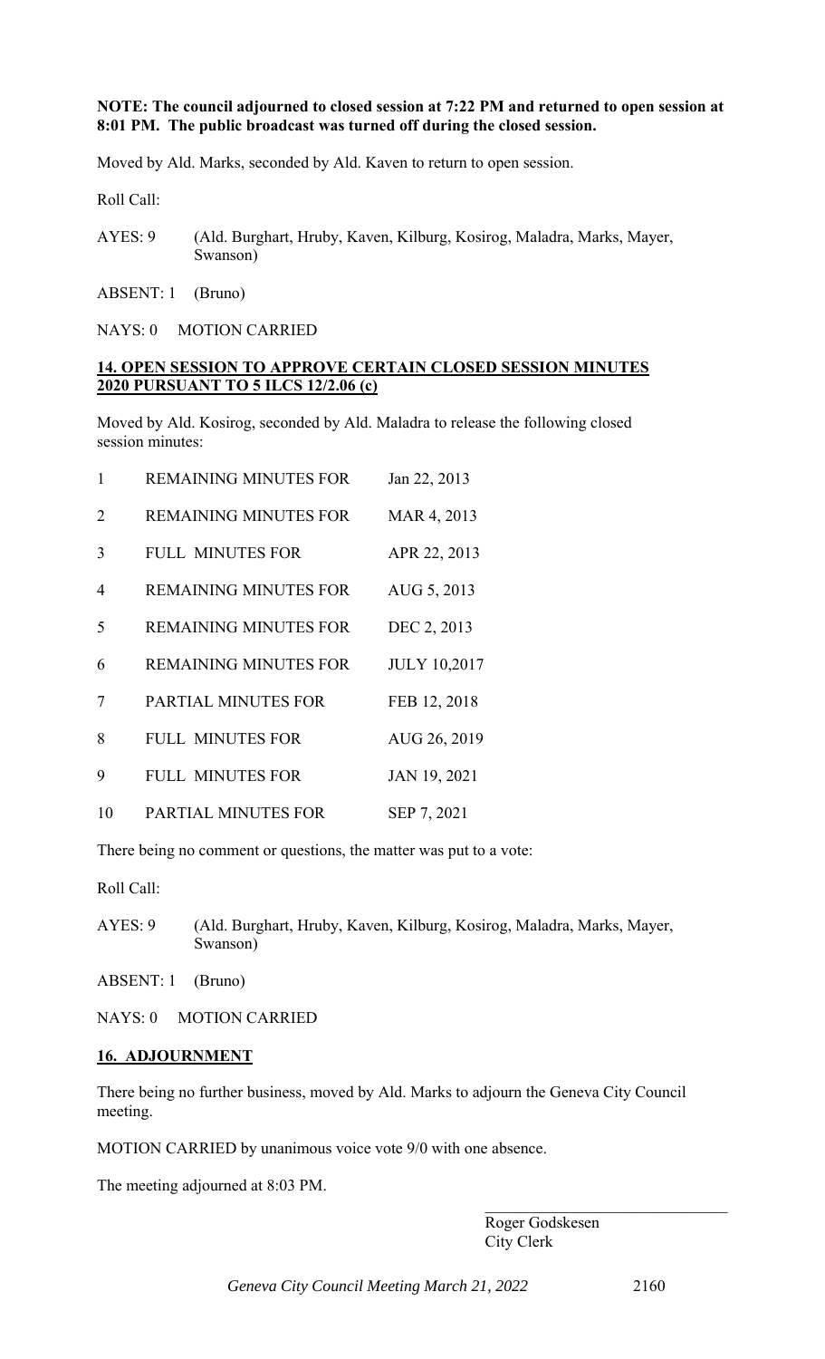**NOTE: The council adjourned to closed session at 7:22 PM and returned to open session at 8:01 PM. The public broadcast was turned off during the closed session.**

Moved by Ald. Marks, seconded by Ald. Kaven to return to open session.

Roll Call:

AYES: 9 (Ald. Burghart, Hruby, Kaven, Kilburg, Kosirog, Maladra, Marks, Mayer, Swanson)

ABSENT: 1 (Bruno)

NAYS: 0 MOTION CARRIED

**14. OPEN SESSION TO APPROVE CERTAIN CLOSED SESSION MINUTES 2020 PURSUANT TO 5 ILCS 12/2.06 (c)**

Moved by Ald. Kosirog, seconded by Ald. Maladra to release the following closed session minutes:

| | | |
|---|---|---|
| 1 | REMAINING MINUTES FOR | Jan 22, 2013 |
| 2 | REMAINING MINUTES FOR | MAR 4, 2013 |
| 3 | FULL MINUTES FOR | APR 22, 2013 |
| 4 | REMAINING MINUTES FOR | AUG 5, 2013 |
| 5 | REMAINING MINUTES FOR | DEC 2, 2013 |
| 6 | REMAINING MINUTES FOR | JULY 10,2017 |
| 7 | PARTIAL MINUTES FOR | FEB 12, 2018 |
| 8 | FULL MINUTES FOR | AUG 26, 2019 |
| 9 | FULL MINUTES FOR | JAN 19, 2021 |
| 10 | PARTIAL MINUTES FOR | SEP 7, 2021 |

There being no comment or questions, the matter was put to a vote:

Roll Call:

AYES: 9 (Ald. Burghart, Hruby, Kaven, Kilburg, Kosirog, Maladra, Marks, Mayer, Swanson)

ABSENT: 1 (Bruno)

NAYS: 0 MOTION CARRIED

**16. ADJOURNMENT**

There being no further business, moved by Ald. Marks to adjourn the Geneva City Council meeting.

MOTION CARRIED by unanimous voice vote 9/0 with one absence.

The meeting adjourned at 8:03 PM.

Roger Godskesen
City Clerk